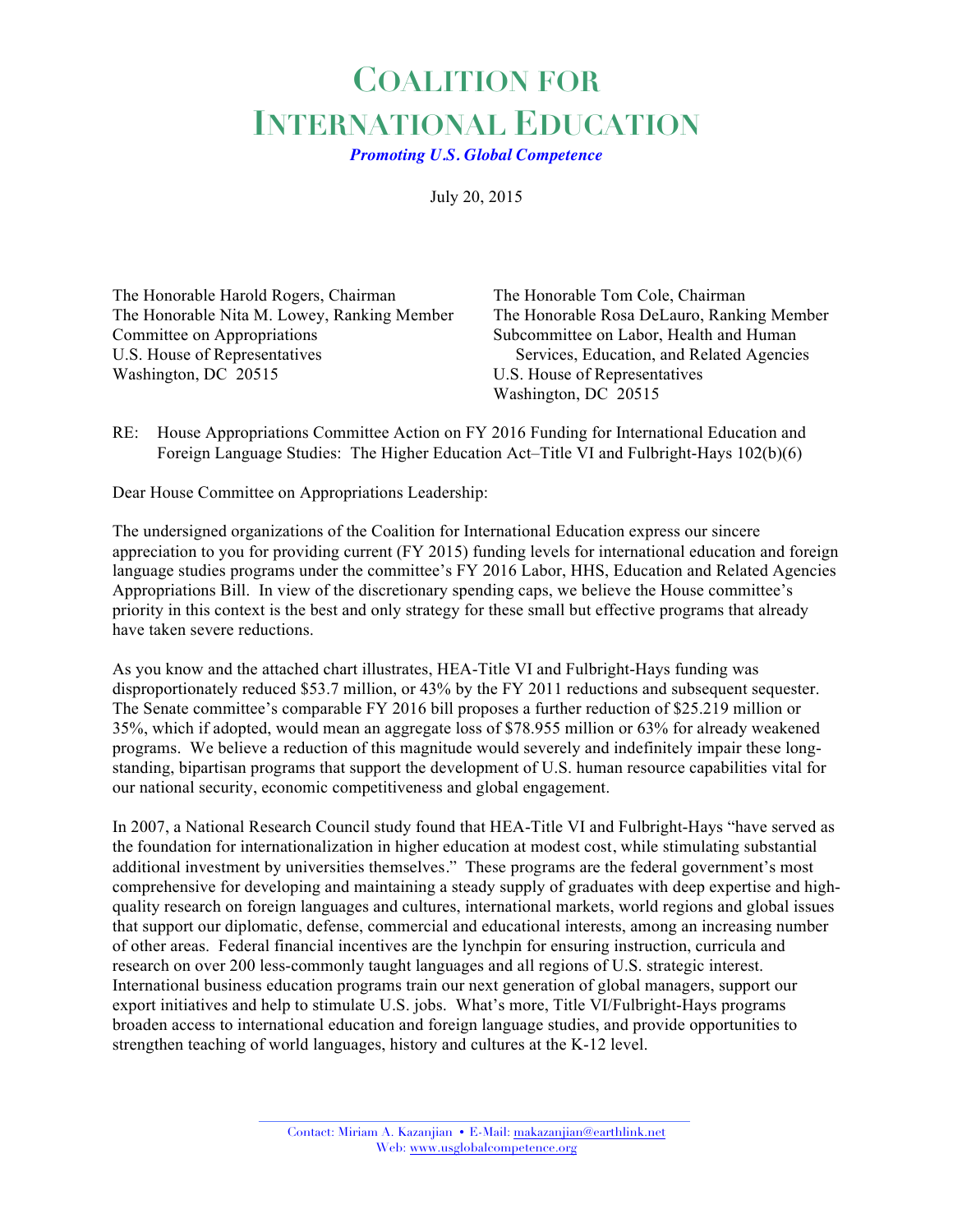# Coalition for International Education

***Promoting U.S. Global Competence***

July 20, 2015

The Honorable Harold Rogers, Chairman
The Honorable Nita M. Lowey, Ranking Member
Committee on Appropriations
U.S. House of Representatives
Washington, DC 20515

The Honorable Tom Cole, Chairman
The Honorable Rosa DeLauro, Ranking Member
Subcommittee on Labor, Health and Human Services, Education, and Related Agencies
U.S. House of Representatives
Washington, DC 20515

RE: House Appropriations Committee Action on FY 2016 Funding for International Education and Foreign Language Studies: The Higher Education Act–Title VI and Fulbright-Hays 102(b)(6)

Dear House Committee on Appropriations Leadership:

The undersigned organizations of the Coalition for International Education express our sincere appreciation to you for providing current (FY 2015) funding levels for international education and foreign language studies programs under the committee's FY 2016 Labor, HHS, Education and Related Agencies Appropriations Bill. In view of the discretionary spending caps, we believe the House committee's priority in this context is the best and only strategy for these small but effective programs that already have taken severe reductions.

As you know and the attached chart illustrates, HEA-Title VI and Fulbright-Hays funding was disproportionately reduced $53.7 million, or 43% by the FY 2011 reductions and subsequent sequester. The Senate committee's comparable FY 2016 bill proposes a further reduction of $25.219 million or 35%, which if adopted, would mean an aggregate loss of $78.955 million or 63% for already weakened programs. We believe a reduction of this magnitude would severely and indefinitely impair these long-standing, bipartisan programs that support the development of U.S. human resource capabilities vital for our national security, economic competitiveness and global engagement.

In 2007, a National Research Council study found that HEA-Title VI and Fulbright-Hays "have served as the foundation for internationalization in higher education at modest cost, while stimulating substantial additional investment by universities themselves." These programs are the federal government's most comprehensive for developing and maintaining a steady supply of graduates with deep expertise and high-quality research on foreign languages and cultures, international markets, world regions and global issues that support our diplomatic, defense, commercial and educational interests, among an increasing number of other areas. Federal financial incentives are the lynchpin for ensuring instruction, curricula and research on over 200 less-commonly taught languages and all regions of U.S. strategic interest. International business education programs train our next generation of global managers, support our export initiatives and help to stimulate U.S. jobs. What's more, Title VI/Fulbright-Hays programs broaden access to international education and foreign language studies, and provide opportunities to strengthen teaching of world languages, history and cultures at the K-12 level.

Contact: Miriam A. Kazanjian • E-Mail: makazanjian@earthlink.net
Web: www.usglobalcompetence.org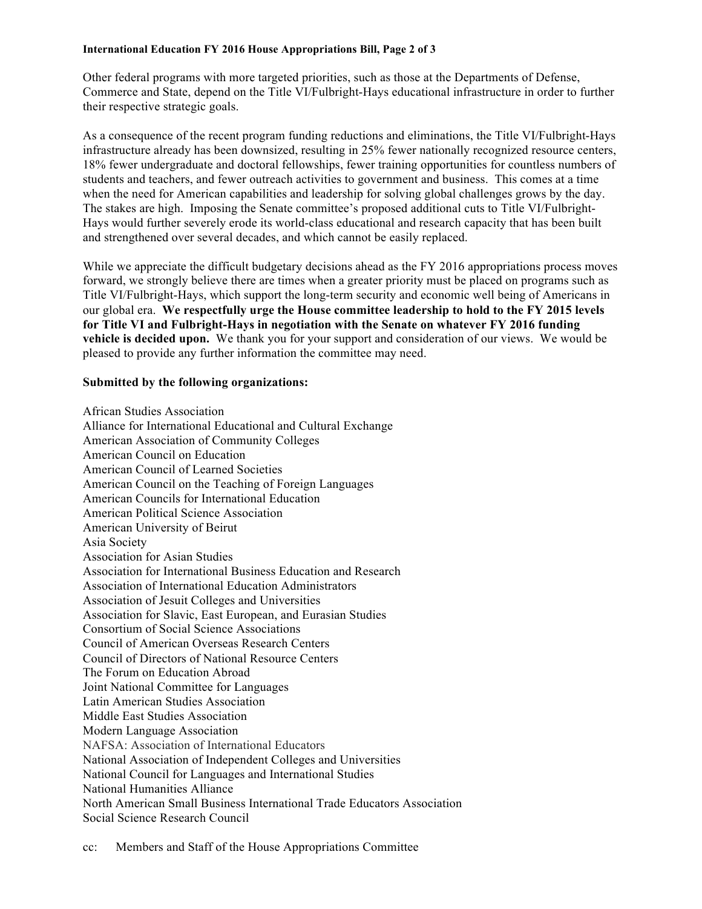Other federal programs with more targeted priorities, such as those at the Departments of Defense, Commerce and State, depend on the Title VI/Fulbright-Hays educational infrastructure in order to further their respective strategic goals.

As a consequence of the recent program funding reductions and eliminations, the Title VI/Fulbright-Hays infrastructure already has been downsized, resulting in 25% fewer nationally recognized resource centers, 18% fewer undergraduate and doctoral fellowships, fewer training opportunities for countless numbers of students and teachers, and fewer outreach activities to government and business. This comes at a time when the need for American capabilities and leadership for solving global challenges grows by the day. The stakes are high. Imposing the Senate committee's proposed additional cuts to Title VI/Fulbright-Hays would further severely erode its world-class educational and research capacity that has been built and strengthened over several decades, and which cannot be easily replaced.

While we appreciate the difficult budgetary decisions ahead as the FY 2016 appropriations process moves forward, we strongly believe there are times when a greater priority must be placed on programs such as Title VI/Fulbright-Hays, which support the long-term security and economic well being of Americans in our global era. **We respectfully urge the House committee leadership to hold to the FY 2015 levels for Title VI and Fulbright-Hays in negotiation with the Senate on whatever FY 2016 funding vehicle is decided upon.** We thank you for your support and consideration of our views. We would be pleased to provide any further information the committee may need.

**Submitted by the following organizations:**

African Studies Association
Alliance for International Educational and Cultural Exchange
American Association of Community Colleges
American Council on Education
American Council of Learned Societies
American Council on the Teaching of Foreign Languages
American Councils for International Education
American Political Science Association
American University of Beirut
Asia Society
Association for Asian Studies
Association for International Business Education and Research
Association of International Education Administrators
Association of Jesuit Colleges and Universities
Association for Slavic, East European, and Eurasian Studies
Consortium of Social Science Associations
Council of American Overseas Research Centers
Council of Directors of National Resource Centers
The Forum on Education Abroad
Joint National Committee for Languages
Latin American Studies Association
Middle East Studies Association
Modern Language Association
NAFSA: Association of International Educators
National Association of Independent Colleges and Universities
National Council for Languages and International Studies
National Humanities Alliance
North American Small Business International Trade Educators Association
Social Science Research Council

cc: Members and Staff of the House Appropriations Committee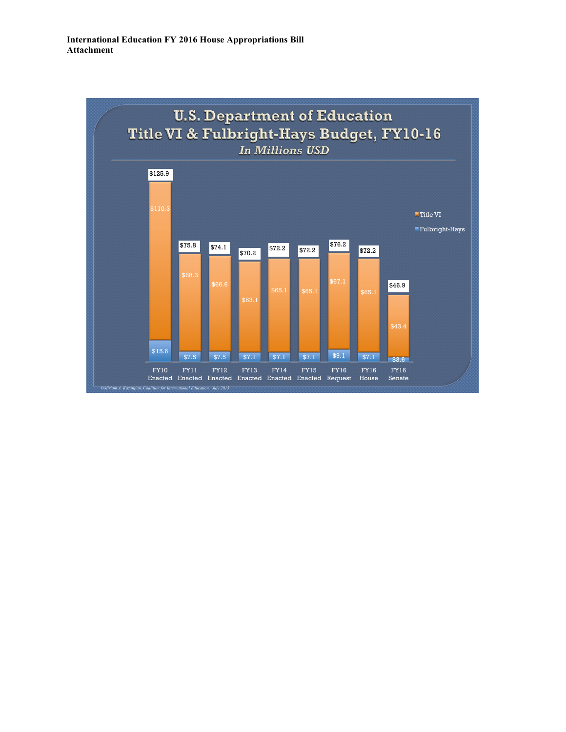**International Education FY 2016 House Appropriations Bill**
**Attachment**

U.S. Department of Education
Title VI & Fulbright-Hays Budget, FY10-16
*In Millions USD*

Title VI
Fulbright-Hays

$125.9
$110.3
$15.6
FY10 Enacted

$75.8
$68.3
$7.5
FY11 Enacted

$74.1
$66.6
$7.5
FY12 Enacted

$70.2
$63.1
$7.1
FY13 Enacted

$72.2
$65.1
$7.1
FY14 Enacted

$72.2
$65.1
$7.1
FY15 Enacted

$76.2
$67.1
$9.1
FY16 Request

$72.2
$65.1
$7.1
FY16 House

$46.9
$43.4
$3.6
FY16 Senate

©Miriam A. Kazanjian, Coalition for International Education, July 2015